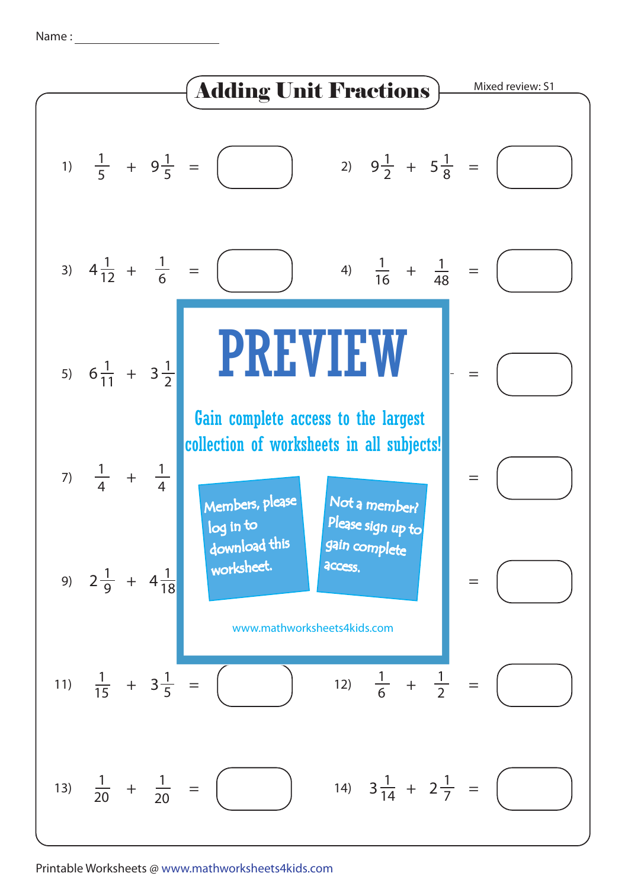Name : ______________________

# Adding Unit Fractions

Mixed review: S1

1) $\frac{1}{5} + 9\frac{1}{5} =$ ______

2) $9\frac{1}{2} + 5\frac{1}{8} =$ ______

3) $4\frac{1}{12} + \frac{1}{6} =$ ______

4) $\frac{1}{16} + \frac{1}{48} =$ ______

5) $6\frac{1}{11} + 3\frac{1}{2}$ ______

6) = ______

7) $\frac{1}{4} + \frac{1}{4}$ ______

8) = ______

9) $2\frac{1}{9} + 4\frac{1}{18}$ ______

10) = ______

**PREVIEW**

Gain complete access to the largest collection of worksheets in all subjects!

Members, please log in to download this worksheet.

Not a member? Please sign up to gain complete access.

www.mathworksheets4kids.com

11) $\frac{1}{15} + 3\frac{1}{5} =$ ______

12) $\frac{1}{6} + \frac{1}{2} =$ ______

13) $\frac{1}{20} + \frac{1}{20} =$ ______

14) $3\frac{1}{14} + 2\frac{1}{7} =$ ______

Printable Worksheets @ www.mathworksheets4kids.com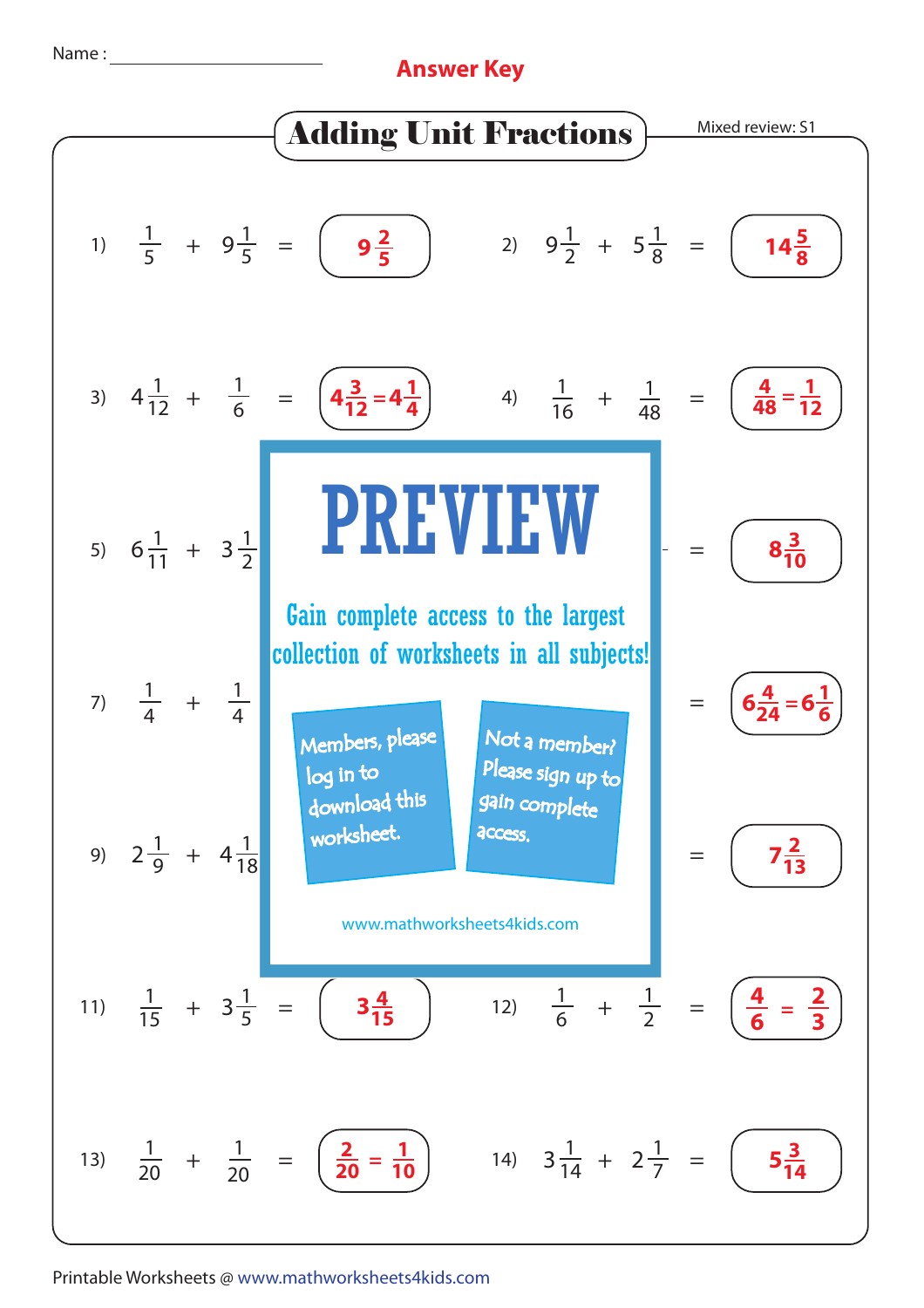Name : ____________________

**Answer Key**

# Adding Unit Fractions

Mixed review: S1

1) $\frac{1}{5} + 9\frac{1}{5} = $ **$9\frac{2}{5}$**

2) $9\frac{1}{2} + 5\frac{1}{8} = $ **$14\frac{5}{8}$**

3) $4\frac{1}{12} + \frac{1}{6} = $ **$4\frac{3}{12} = 4\frac{1}{4}$**

4) $\frac{1}{16} + \frac{1}{48} = $ **$\frac{4}{48} = \frac{1}{12}$**

5) $6\frac{1}{11} + 3\frac{1}{2}$

6) $= $ **$8\frac{3}{10}$**

7) $\frac{1}{4} + \frac{1}{4}$

8) $= $ **$6\frac{4}{24} = 6\frac{1}{6}$**

9) $2\frac{1}{9} + 4\frac{1}{18}$

10) $= $ **$7\frac{2}{13}$**

**PREVIEW**

Gain complete access to the largest collection of worksheets in all subjects!

Members, please log in to download this worksheet.

Not a member? Please sign up to gain complete access.

www.mathworksheets4kids.com

11) $\frac{1}{15} + 3\frac{1}{5} = $ **$3\frac{4}{15}$**

12) $\frac{1}{6} + \frac{1}{2} = $ **$\frac{4}{6} = \frac{2}{3}$**

13) $\frac{1}{20} + \frac{1}{20} = $ **$\frac{2}{20} = \frac{1}{10}$**

14) $3\frac{1}{14} + 2\frac{1}{7} = $ **$5\frac{3}{14}$**

Printable Worksheets @ www.mathworksheets4kids.com